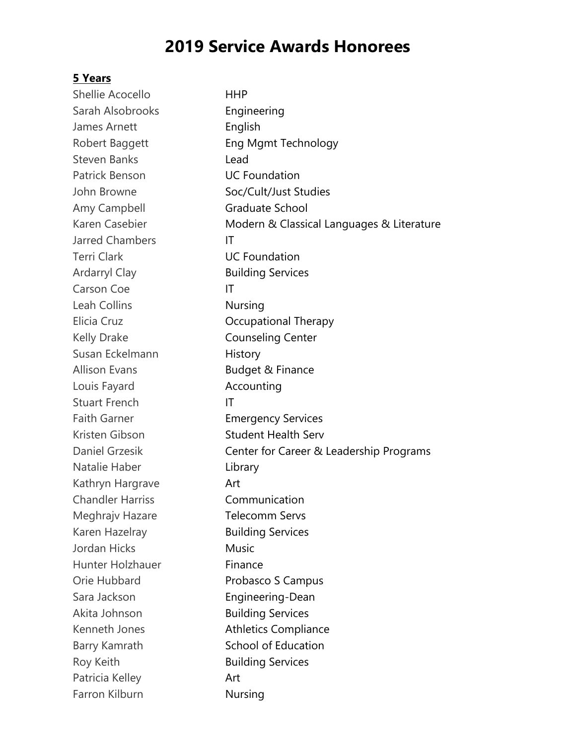# 2019 Service Awards Honorees

**5 Years**

| Name | Department |
|---|---|
| Shellie Acocello | HHP |
| Sarah Alsobrooks | Engineering |
| James Arnett | English |
| Robert Baggett | Eng Mgmt Technology |
| Steven Banks | Lead |
| Patrick Benson | UC Foundation |
| John Browne | Soc/Cult/Just Studies |
| Amy Campbell | Graduate School |
| Karen Casebier | Modern & Classical Languages & Literature |
| Jarred Chambers | IT |
| Terri Clark | UC Foundation |
| Ardarryl Clay | Building Services |
| Carson Coe | IT |
| Leah Collins | Nursing |
| Elicia Cruz | Occupational Therapy |
| Kelly Drake | Counseling Center |
| Susan Eckelmann | History |
| Allison Evans | Budget & Finance |
| Louis Fayard | Accounting |
| Stuart French | IT |
| Faith Garner | Emergency Services |
| Kristen Gibson | Student Health Serv |
| Daniel Grzesik | Center for Career & Leadership Programs |
| Natalie Haber | Library |
| Kathryn Hargrave | Art |
| Chandler Harriss | Communication |
| Meghrajv Hazare | Telecomm Servs |
| Karen Hazelray | Building Services |
| Jordan Hicks | Music |
| Hunter Holzhauer | Finance |
| Orie Hubbard | Probasco S Campus |
| Sara Jackson | Engineering-Dean |
| Akita Johnson | Building Services |
| Kenneth Jones | Athletics Compliance |
| Barry Kamrath | School of Education |
| Roy Keith | Building Services |
| Patricia Kelley | Art |
| Farron Kilburn | Nursing |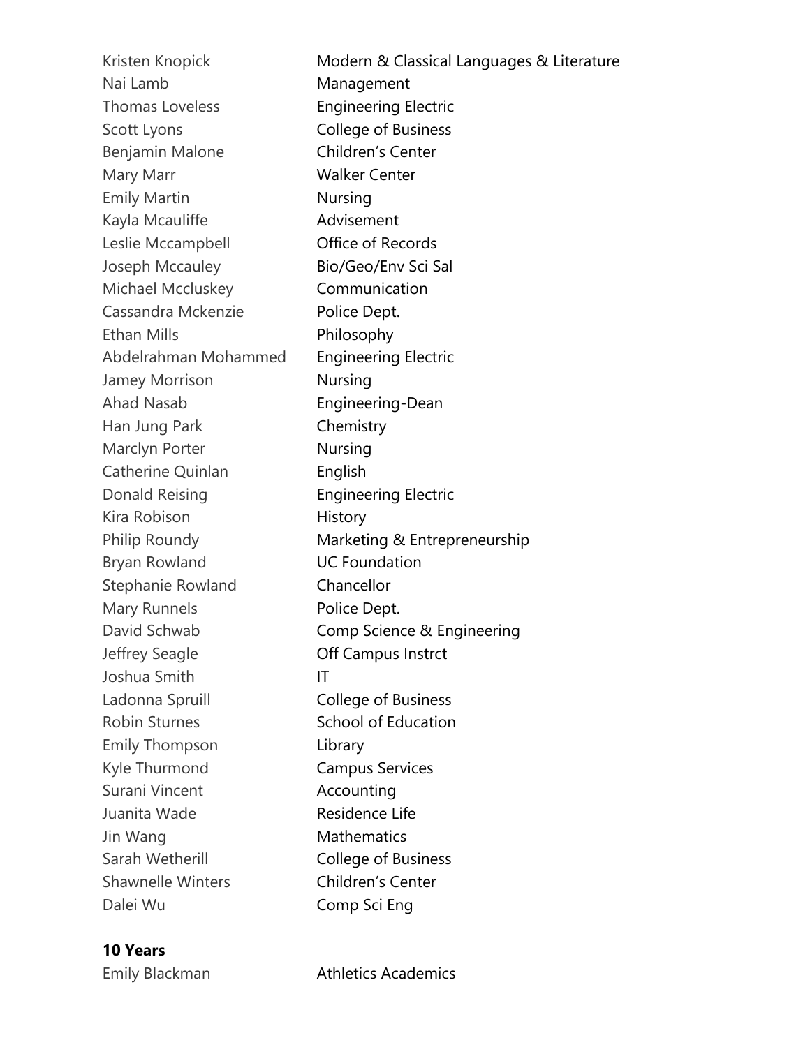| | |
|---|---|
| Kristen Knopick | Modern & Classical Languages & Literature |
| Nai Lamb | Management |
| Thomas Loveless | Engineering Electric |
| Scott Lyons | College of Business |
| Benjamin Malone | Children's Center |
| Mary Marr | Walker Center |
| Emily Martin | Nursing |
| Kayla Mcauliffe | Advisement |
| Leslie Mccampbell | Office of Records |
| Joseph Mccauley | Bio/Geo/Env Sci Sal |
| Michael Mccluskey | Communication |
| Cassandra Mckenzie | Police Dept. |
| Ethan Mills | Philosophy |
| Abdelrahman Mohammed | Engineering Electric |
| Jamey Morrison | Nursing |
| Ahad Nasab | Engineering-Dean |
| Han Jung Park | Chemistry |
| Marclyn Porter | Nursing |
| Catherine Quinlan | English |
| Donald Reising | Engineering Electric |
| Kira Robison | History |
| Philip Roundy | Marketing & Entrepreneurship |
| Bryan Rowland | UC Foundation |
| Stephanie Rowland | Chancellor |
| Mary Runnels | Police Dept. |
| David Schwab | Comp Science & Engineering |
| Jeffrey Seagle | Off Campus Instrct |
| Joshua Smith | IT |
| Ladonna Spruill | College of Business |
| Robin Sturnes | School of Education |
| Emily Thompson | Library |
| Kyle Thurmond | Campus Services |
| Surani Vincent | Accounting |
| Juanita Wade | Residence Life |
| Jin Wang | Mathematics |
| Sarah Wetherill | College of Business |
| Shawnelle Winters | Children's Center |
| Dalei Wu | Comp Sci Eng |

**10 Years**

| | |
|---|---|
| Emily Blackman | Athletics Academics |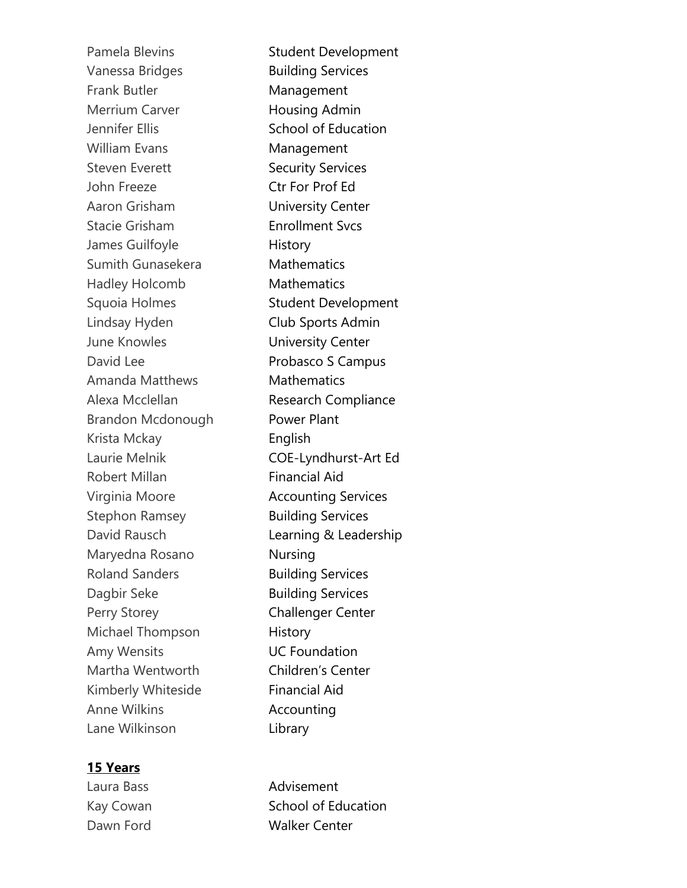| | |
|---|---|
| Pamela Blevins | Student Development |
| Vanessa Bridges | Building Services |
| Frank Butler | Management |
| Merrium Carver | Housing Admin |
| Jennifer Ellis | School of Education |
| William Evans | Management |
| Steven Everett | Security Services |
| John Freeze | Ctr For Prof Ed |
| Aaron Grisham | University Center |
| Stacie Grisham | Enrollment Svcs |
| James Guilfoyle | History |
| Sumith Gunasekera | Mathematics |
| Hadley Holcomb | Mathematics |
| Squoia Holmes | Student Development |
| Lindsay Hyden | Club Sports Admin |
| June Knowles | University Center |
| David Lee | Probasco S Campus |
| Amanda Matthews | Mathematics |
| Alexa Mcclellan | Research Compliance |
| Brandon Mcdonough | Power Plant |
| Krista Mckay | English |
| Laurie Melnik | COE-Lyndhurst-Art Ed |
| Robert Millan | Financial Aid |
| Virginia Moore | Accounting Services |
| Stephon Ramsey | Building Services |
| David Rausch | Learning & Leadership |
| Maryedna Rosano | Nursing |
| Roland Sanders | Building Services |
| Dagbir Seke | Building Services |
| Perry Storey | Challenger Center |
| Michael Thompson | History |
| Amy Wensits | UC Foundation |
| Martha Wentworth | Children's Center |
| Kimberly Whiteside | Financial Aid |
| Anne Wilkins | Accounting |
| Lane Wilkinson | Library |

**15 Years**

| | |
|---|---|
| Laura Bass | Advisement |
| Kay Cowan | School of Education |
| Dawn Ford | Walker Center |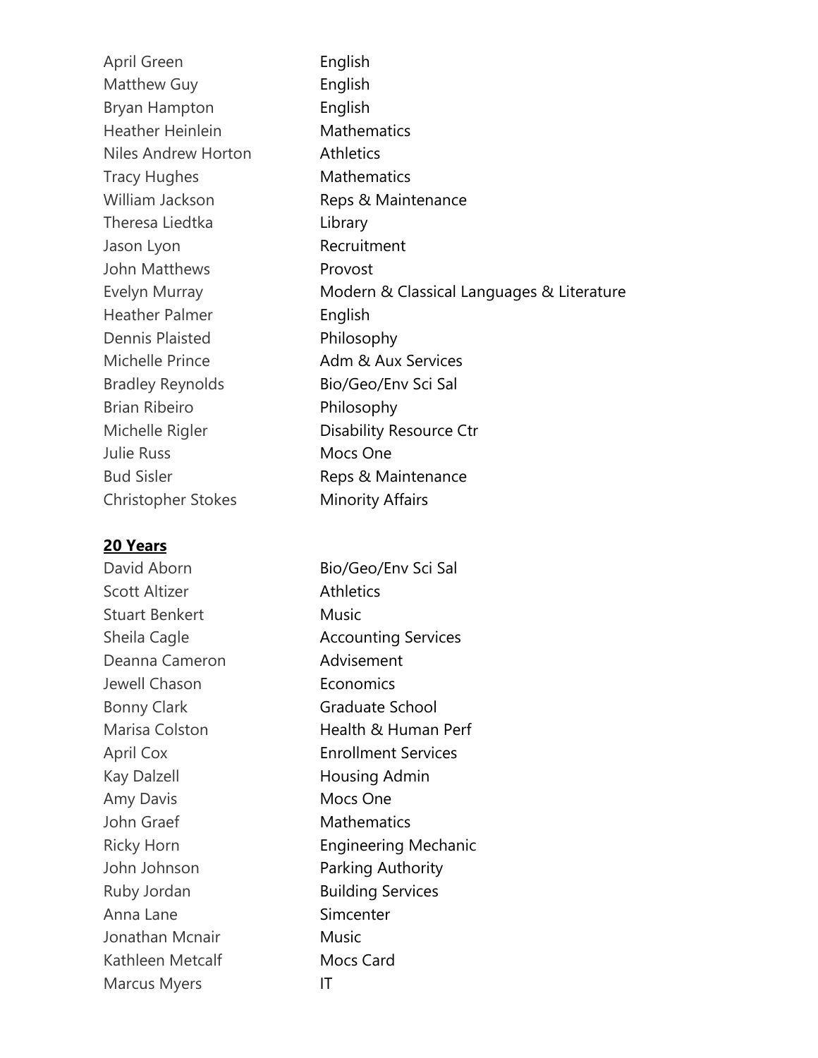| | |
|---|---|
| April Green | English |
| Matthew Guy | English |
| Bryan Hampton | English |
| Heather Heinlein | Mathematics |
| Niles Andrew Horton | Athletics |
| Tracy Hughes | Mathematics |
| William Jackson | Reps & Maintenance |
| Theresa Liedtka | Library |
| Jason Lyon | Recruitment |
| John Matthews | Provost |
| Evelyn Murray | Modern & Classical Languages & Literature |
| Heather Palmer | English |
| Dennis Plaisted | Philosophy |
| Michelle Prince | Adm & Aux Services |
| Bradley Reynolds | Bio/Geo/Env Sci Sal |
| Brian Ribeiro | Philosophy |
| Michelle Rigler | Disability Resource Ctr |
| Julie Russ | Mocs One |
| Bud Sisler | Reps & Maintenance |
| Christopher Stokes | Minority Affairs |

**20 Years**

| | |
|---|---|
| David Aborn | Bio/Geo/Env Sci Sal |
| Scott Altizer | Athletics |
| Stuart Benkert | Music |
| Sheila Cagle | Accounting Services |
| Deanna Cameron | Advisement |
| Jewell Chason | Economics |
| Bonny Clark | Graduate School |
| Marisa Colston | Health & Human Perf |
| April Cox | Enrollment Services |
| Kay Dalzell | Housing Admin |
| Amy Davis | Mocs One |
| John Graef | Mathematics |
| Ricky Horn | Engineering Mechanic |
| John Johnson | Parking Authority |
| Ruby Jordan | Building Services |
| Anna Lane | Simcenter |
| Jonathan Mcnair | Music |
| Kathleen Metcalf | Mocs Card |
| Marcus Myers | IT |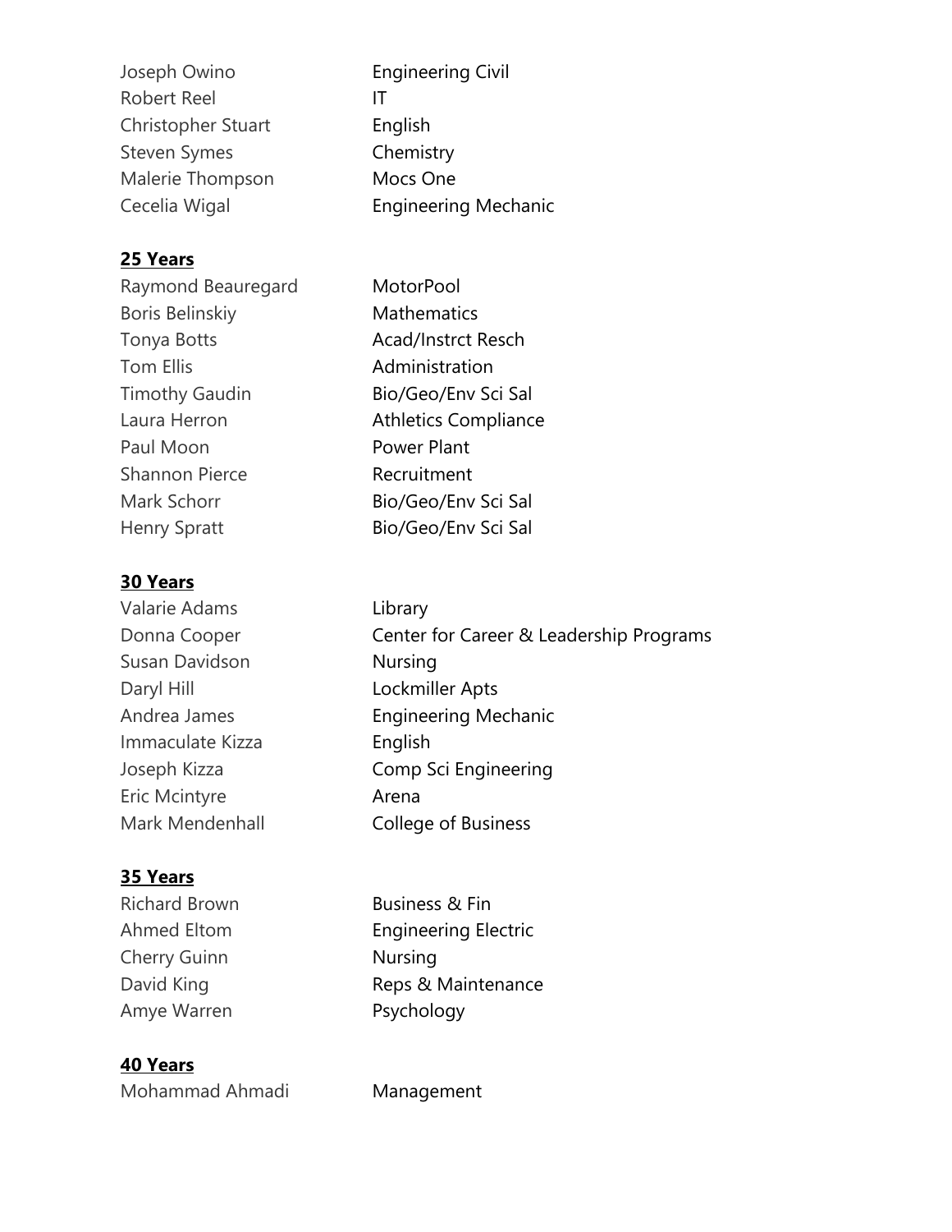| | |
|---|---|
| Joseph Owino | Engineering Civil |
| Robert Reel | IT |
| Christopher Stuart | English |
| Steven Symes | Chemistry |
| Malerie Thompson | Mocs One |
| Cecelia Wigal | Engineering Mechanic |

**25 Years**

| | |
|---|---|
| Raymond Beauregard | MotorPool |
| Boris Belinskiy | Mathematics |
| Tonya Botts | Acad/Instrct Resch |
| Tom Ellis | Administration |
| Timothy Gaudin | Bio/Geo/Env Sci Sal |
| Laura Herron | Athletics Compliance |
| Paul Moon | Power Plant |
| Shannon Pierce | Recruitment |
| Mark Schorr | Bio/Geo/Env Sci Sal |
| Henry Spratt | Bio/Geo/Env Sci Sal |

**30 Years**

| | |
|---|---|
| Valarie Adams | Library |
| Donna Cooper | Center for Career & Leadership Programs |
| Susan Davidson | Nursing |
| Daryl Hill | Lockmiller Apts |
| Andrea James | Engineering Mechanic |
| Immaculate Kizza | English |
| Joseph Kizza | Comp Sci Engineering |
| Eric Mcintyre | Arena |
| Mark Mendenhall | College of Business |

**35 Years**

| | |
|---|---|
| Richard Brown | Business & Fin |
| Ahmed Eltom | Engineering Electric |
| Cherry Guinn | Nursing |
| David King | Reps & Maintenance |
| Amye Warren | Psychology |

**40 Years**

| | |
|---|---|
| Mohammad Ahmadi | Management |